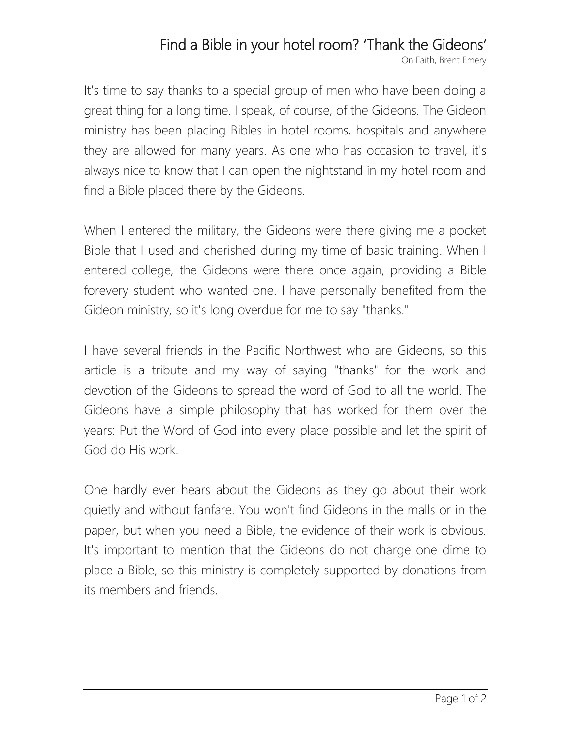# Find a Bible in your hotel room? 'Thank the Gideons'

On Faith, Brent Emery

It's time to say thanks to a special group of men who have been doing a great thing for a long time. I speak, of course, of the Gideons. The Gideon ministry has been placing Bibles in hotel rooms, hospitals and anywhere they are allowed for many years. As one who has occasion to travel, it's always nice to know that I can open the nightstand in my hotel room and find a Bible placed there by the Gideons.

When I entered the military, the Gideons were there giving me a pocket Bible that I used and cherished during my time of basic training. When I entered college, the Gideons were there once again, providing a Bible forevery student who wanted one. I have personally benefited from the Gideon ministry, so it's long overdue for me to say "thanks."

I have several friends in the Pacific Northwest who are Gideons, so this article is a tribute and my way of saying "thanks" for the work and devotion of the Gideons to spread the word of God to all the world. The Gideons have a simple philosophy that has worked for them over the years: Put the Word of God into every place possible and let the spirit of God do His work.

One hardly ever hears about the Gideons as they go about their work quietly and without fanfare. You won't find Gideons in the malls or in the paper, but when you need a Bible, the evidence of their work is obvious. It's important to mention that the Gideons do not charge one dime to place a Bible, so this ministry is completely supported by donations from its members and friends.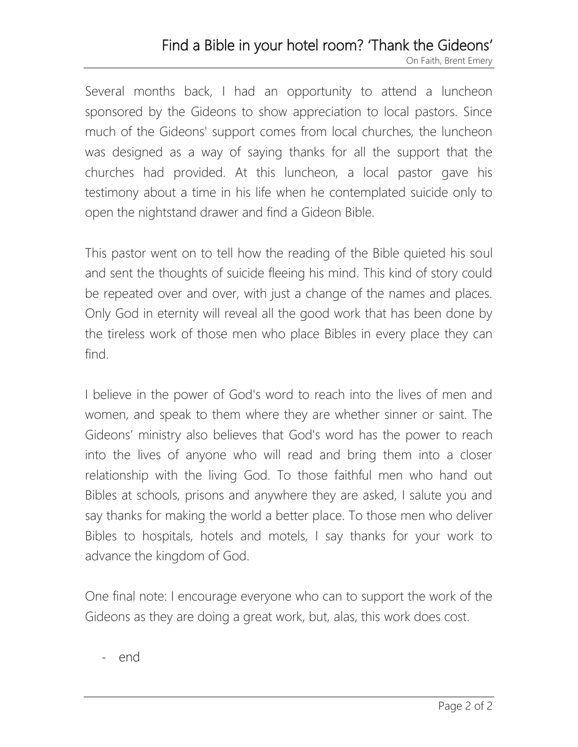Several months back, I had an opportunity to attend a luncheon sponsored by the Gideons to show appreciation to local pastors. Since much of the Gideons' support comes from local churches, the luncheon was designed as a way of saying thanks for all the support that the churches had provided. At this luncheon, a local pastor gave his testimony about a time in his life when he contemplated suicide only to open the nightstand drawer and find a Gideon Bible.

This pastor went on to tell how the reading of the Bible quieted his soul and sent the thoughts of suicide fleeing his mind. This kind of story could be repeated over and over, with just a change of the names and places. Only God in eternity will reveal all the good work that has been done by the tireless work of those men who place Bibles in every place they can find.

I believe in the power of God's word to reach into the lives of men and women, and speak to them where they are whether sinner or saint. The Gideons' ministry also believes that God's word has the power to reach into the lives of anyone who will read and bring them into a closer relationship with the living God. To those faithful men who hand out Bibles at schools, prisons and anywhere they are asked, I salute you and say thanks for making the world a better place. To those men who deliver Bibles to hospitals, hotels and motels, I say thanks for your work to advance the kingdom of God.

One final note: I encourage everyone who can to support the work of the Gideons as they are doing a great work, but, alas, this work does cost.

- end